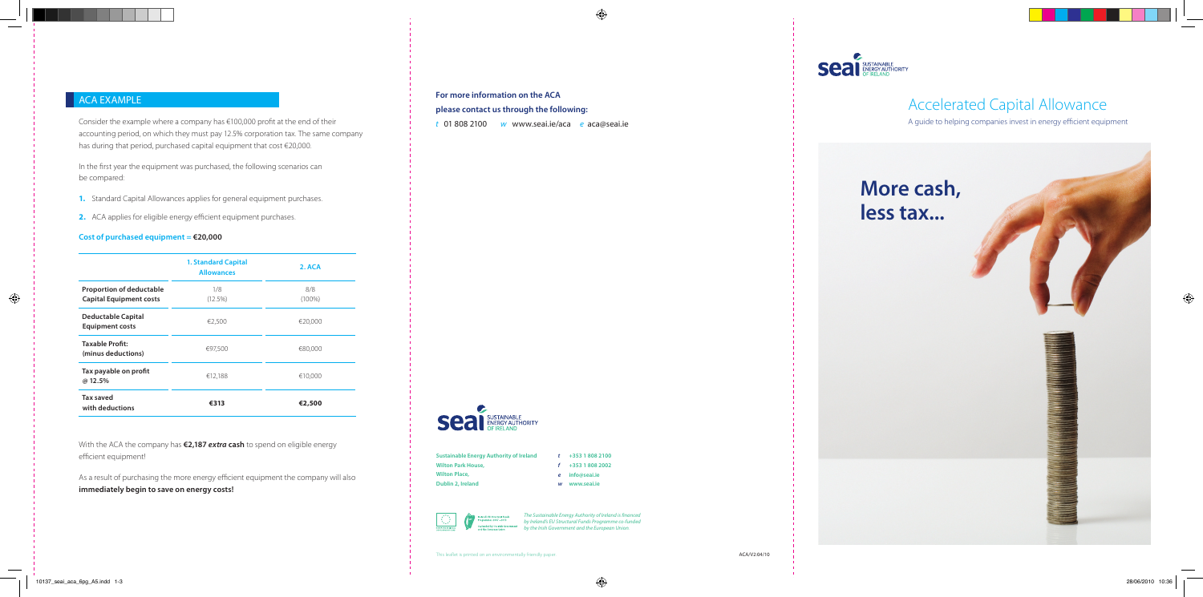## ACA EXAMPLE

Consider the example where a company has €100,000 profit at the end of their accounting period, on which they must pay 12.5% corporation tax. The same company has during that period, purchased capital equipment that cost €20,000.

In the first year the equipment was purchased, the following scenarios can be compared:

1. Standard Capital Allowances applies for general equipment purchases.
2. ACA applies for eligible energy efficient equipment purchases.

**Cost of purchased equipment = €20,000**

| | 1. Standard Capital Allowances | 2. ACA |
|---|---|---|
| **Proportion of deductable Capital Equipment costs** | 1/8 (12.5%) | 8/8 (100%) |
| **Deductable Capital Equipment costs** | €2,500 | €20,000 |
| **Taxable Profit: (minus deductions)** | €97,500 | €80,000 |
| **Tax payable on profit @ 12.5%** | €12,188 | €10,000 |
| **Tax saved with deductions** | **€313** | **€2,500** |

With the ACA the company has **€2,187 *extra* cash** to spend on eligible energy efficient equipment!

As a result of purchasing the more energy efficient equipment the company will also **immediately begin to save on energy costs!**

**For more information on the ACA please contact us through the following:**

*t* 01 808 2100 *w* www.seai.ie/aca *e* aca@seai.ie

**Sustainable Energy Authority of Ireland**
**Wilton Park House,**
**Wilton Place,**
**Dublin 2, Ireland**

**t** +353 1 808 2100
**f** +353 1 808 2002
**e** info@seai.ie
**w** www.seai.ie

*The Sustainable Energy Authority of Ireland is financed by Ireland's EU Structural Funds Programme co-funded by the Irish Government and the European Union*

This leaflet is printed on an environmentally friendly paper.

ACA/V2:04/10

SEAI SUSTAINABLE ENERGY AUTHORITY OF IRELAND

# Accelerated Capital Allowance

A guide to helping companies invest in energy efficient equipment

**More cash, less tax...**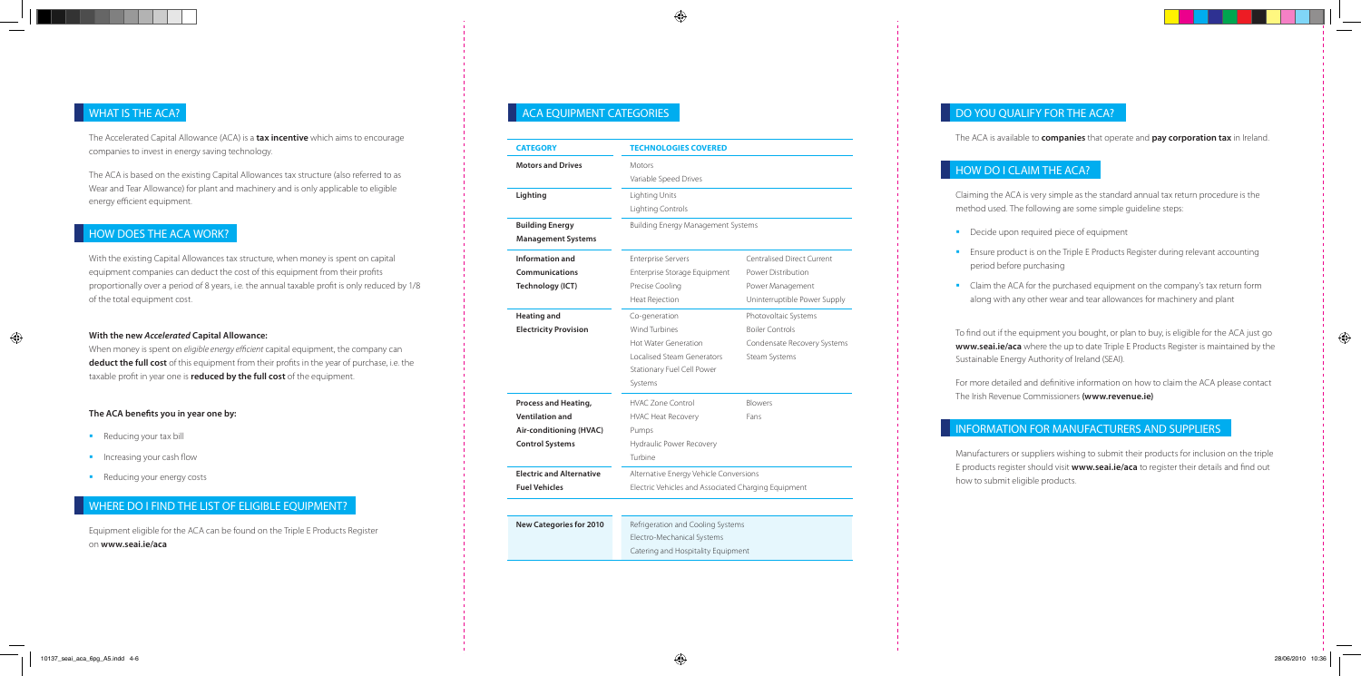## WHAT IS THE ACA?

The Accelerated Capital Allowance (ACA) is a **tax incentive** which aims to encourage companies to invest in energy saving technology.

The ACA is based on the existing Capital Allowances tax structure (also referred to as Wear and Tear Allowance) for plant and machinery and is only applicable to eligible energy efficient equipment.

## HOW DOES THE ACA WORK?

With the existing Capital Allowances tax structure, when money is spent on capital equipment companies can deduct the cost of this equipment from their profits proportionally over a period of 8 years, i.e. the annual taxable profit is only reduced by 1/8 of the total equipment cost.

**With the new *Accelerated* Capital Allowance:**

When money is spent on *eligible energy efficient* capital equipment, the company can **deduct the full cost** of this equipment from their profits in the year of purchase, i.e. the taxable profit in year one is **reduced by the full cost** of the equipment.

**The ACA benefits you in year one by:**

- Reducing your tax bill
- Increasing your cash flow
- Reducing your energy costs

## WHERE DO I FIND THE LIST OF ELIGIBLE EQUIPMENT?

Equipment eligible for the ACA can be found on the Triple E Products Register on **www.seai.ie/aca**

## ACA EQUIPMENT CATEGORIES

| CATEGORY | TECHNOLOGIES COVERED | |
|---|---|---|
| **Motors and Drives** | Motors<br>Variable Speed Drives | |
| **Lighting** | Lighting Units<br>Lighting Controls | |
| **Building Energy Management Systems** | Building Energy Management Systems | |
| **Information and Communications Technology (ICT)** | Enterprise Servers<br>Enterprise Storage Equipment<br>Precise Cooling<br>Heat Rejection | Centralised Direct Current Power Distribution<br>Power Management<br>Uninterruptible Power Supply |
| **Heating and Electricity Provision** | Co-generation<br>Wind Turbines<br>Hot Water Generation<br>Localised Steam Generators<br>Stationary Fuel Cell Power Systems | Photovoltaic Systems<br>Boiler Controls<br>Condensate Recovery Systems<br>Steam Systems |
| **Process and Heating, Ventilation and Air-conditioning (HVAC) Control Systems** | HVAC Zone Control<br>HVAC Heat Recovery<br>Pumps<br>Hydraulic Power Recovery Turbine | Blowers<br>Fans |
| **Electric and Alternative Fuel Vehicles** | Alternative Energy Vehicle Conversions<br>Electric Vehicles and Associated Charging Equipment | |

| | | |
|---|---|---|
| **New Categories for 2010** | Refrigeration and Cooling Systems<br>Electro-Mechanical Systems<br>Catering and Hospitality Equipment | |

## DO YOU QUALIFY FOR THE ACA?

The ACA is available to **companies** that operate and **pay corporation tax** in Ireland.

## HOW DO I CLAIM THE ACA?

Claiming the ACA is very simple as the standard annual tax return procedure is the method used. The following are some simple guideline steps:

- Decide upon required piece of equipment
- Ensure product is on the Triple E Products Register during relevant accounting period before purchasing
- Claim the ACA for the purchased equipment on the company's tax return form along with any other wear and tear allowances for machinery and plant

To find out if the equipment you bought, or plan to buy, is eligible for the ACA just go **www.seai.ie/aca** where the up to date Triple E Products Register is maintained by the Sustainable Energy Authority of Ireland (SEAI).

For more detailed and definitive information on how to claim the ACA please contact The Irish Revenue Commissioners **(www.revenue.ie)**

## INFORMATION FOR MANUFACTURERS AND SUPPLIERS

Manufacturers or suppliers wishing to submit their products for inclusion on the triple E products register should visit **www.seai.ie/aca** to register their details and find out how to submit eligible products.